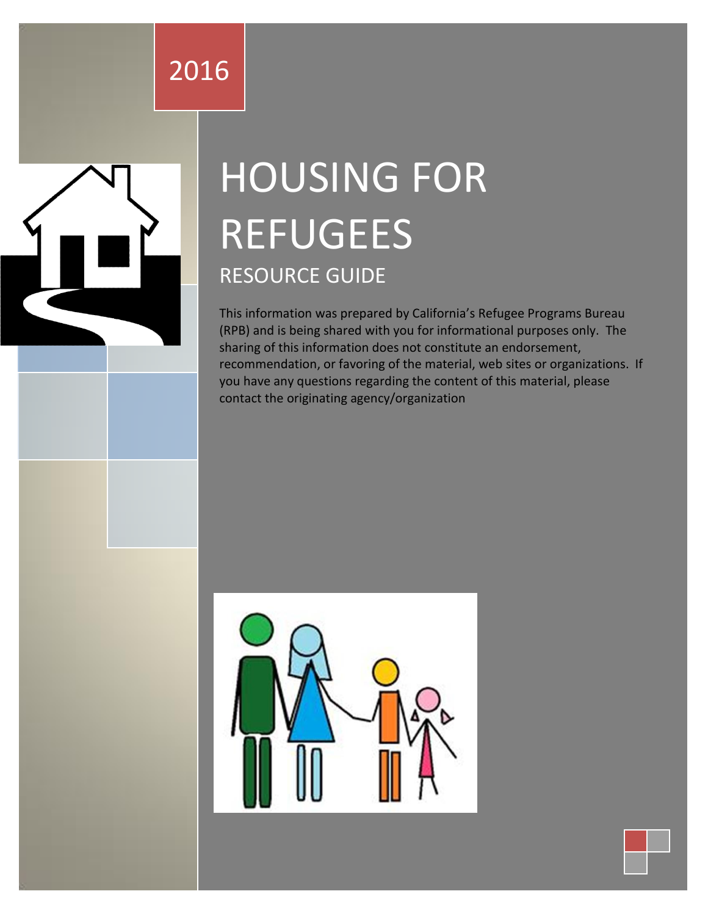2016

# HOUSING FOR REFUGEES

## RESOURCE GUIDE

This information was prepared by California's Refugee Programs Bureau (RPB) and is being shared with you for informational purposes only. The sharing of this information does not constitute an endorsement, recommendation, or favoring of the material, web sites or organizations. If you have any questions regarding the content of this material, please contact the originating agency/organization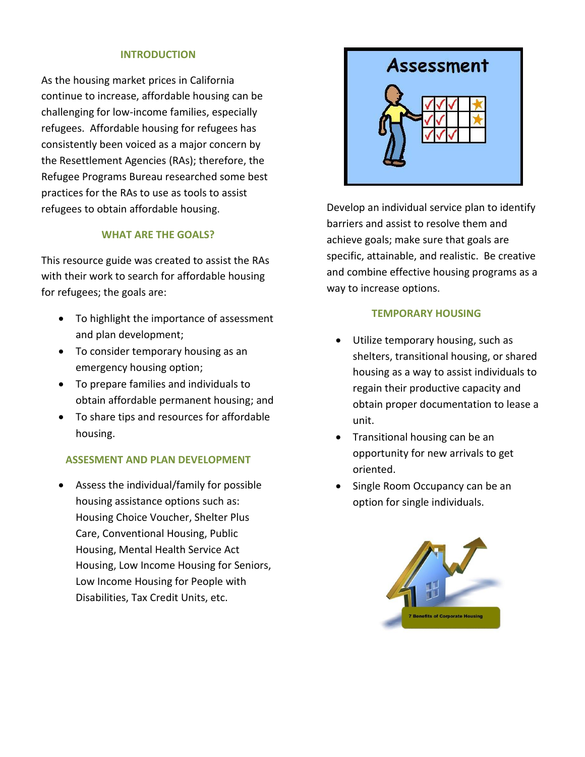## INTRODUCTION

As the housing market prices in California continue to increase, affordable housing can be challenging for low-income families, especially refugees. Affordable housing for refugees has consistently been voiced as a major concern by the Resettlement Agencies (RAs); therefore, the Refugee Programs Bureau researched some best practices for the RAs to use as tools to assist refugees to obtain affordable housing.

## WHAT ARE THE GOALS?

This resource guide was created to assist the RAs with their work to search for affordable housing for refugees; the goals are:

- To highlight the importance of assessment and plan development;
- To consider temporary housing as an emergency housing option;
- To prepare families and individuals to obtain affordable permanent housing; and
- To share tips and resources for affordable housing.

## ASSESMENT AND PLAN DEVELOPMENT

- Assess the individual/family for possible housing assistance options such as: Housing Choice Voucher, Shelter Plus Care, Conventional Housing, Public Housing, Mental Health Service Act Housing, Low Income Housing for Seniors, Low Income Housing for People with Disabilities, Tax Credit Units, etc.

Develop an individual service plan to identify barriers and assist to resolve them and achieve goals; make sure that goals are specific, attainable, and realistic. Be creative and combine effective housing programs as a way to increase options.

## TEMPORARY HOUSING

- Utilize temporary housing, such as shelters, transitional housing, or shared housing as a way to assist individuals to regain their productive capacity and obtain proper documentation to lease a unit.
- Transitional housing can be an opportunity for new arrivals to get oriented.
- Single Room Occupancy can be an option for single individuals.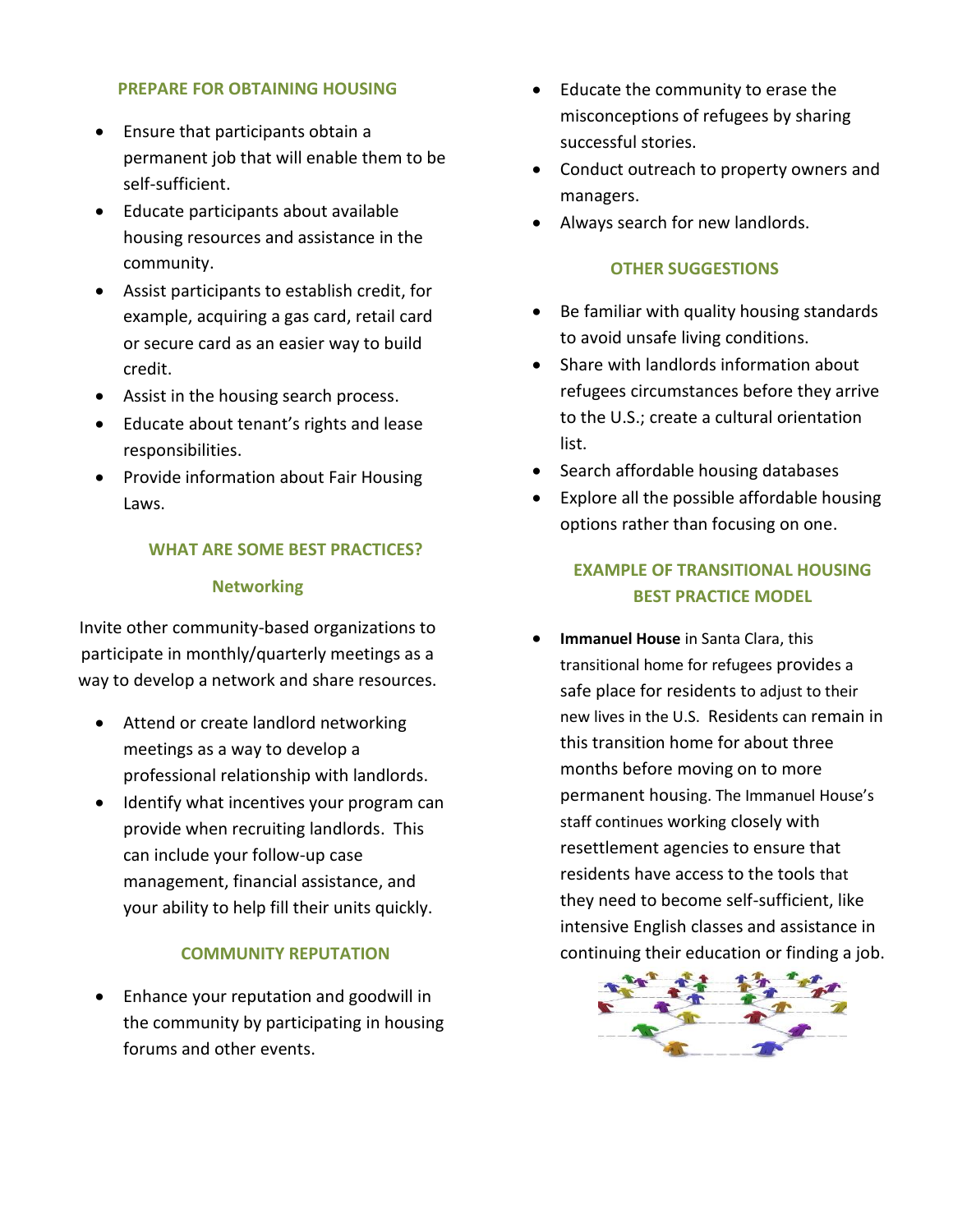## PREPARE FOR OBTAINING HOUSING

- Ensure that participants obtain a permanent job that will enable them to be self-sufficient.
- Educate participants about available housing resources and assistance in the community.
- Assist participants to establish credit, for example, acquiring a gas card, retail card or secure card as an easier way to build credit.
- Assist in the housing search process.
- Educate about tenant's rights and lease responsibilities.
- Provide information about Fair Housing Laws.

## WHAT ARE SOME BEST PRACTICES?

### Networking

Invite other community-based organizations to participate in monthly/quarterly meetings as a way to develop a network and share resources.

- Attend or create landlord networking meetings as a way to develop a professional relationship with landlords.
- Identify what incentives your program can provide when recruiting landlords. This can include your follow-up case management, financial assistance, and your ability to help fill their units quickly.

### COMMUNITY REPUTATION

- Enhance your reputation and goodwill in the community by participating in housing forums and other events.
- Educate the community to erase the misconceptions of refugees by sharing successful stories.
- Conduct outreach to property owners and managers.
- Always search for new landlords.

### OTHER SUGGESTIONS

- Be familiar with quality housing standards to avoid unsafe living conditions.
- Share with landlords information about refugees circumstances before they arrive to the U.S.; create a cultural orientation list.
- Search affordable housing databases
- Explore all the possible affordable housing options rather than focusing on one.

## EXAMPLE OF TRANSITIONAL HOUSING BEST PRACTICE MODEL

- **Immanuel House** in Santa Clara, this transitional home for refugees provides a safe place for residents to adjust to their new lives in the U.S. Residents can remain in this transition home for about three months before moving on to more permanent housing. The Immanuel House's staff continues working closely with resettlement agencies to ensure that residents have access to the tools that they need to become self-sufficient, like intensive English classes and assistance in continuing their education or finding a job.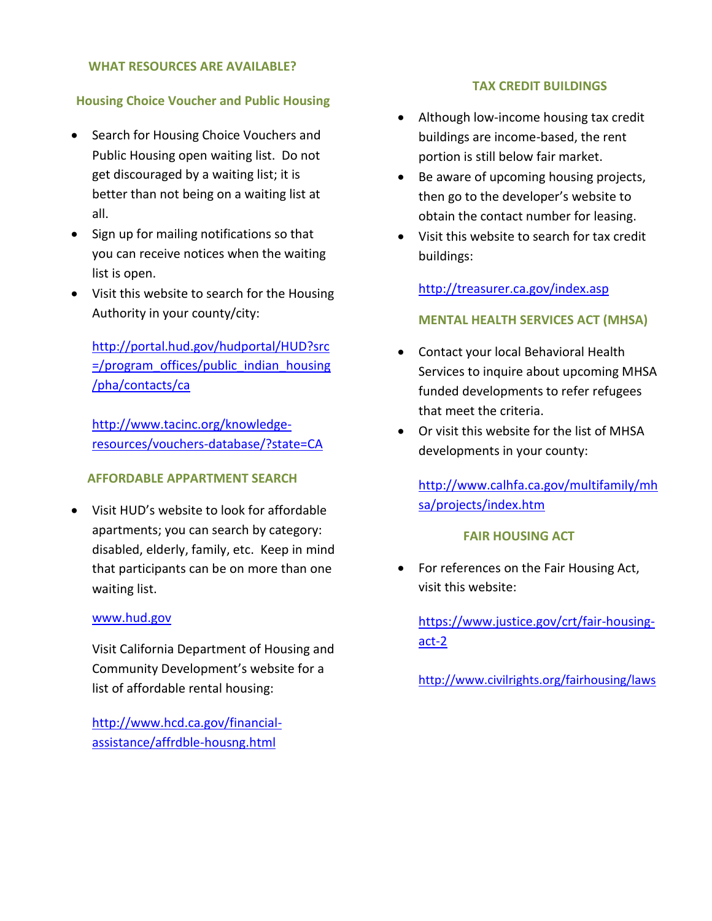## WHAT RESOURCES ARE AVAILABLE?

### Housing Choice Voucher and Public Housing

- Search for Housing Choice Vouchers and Public Housing open waiting list. Do not get discouraged by a waiting list; it is better than not being on a waiting list at all.
- Sign up for mailing notifications so that you can receive notices when the waiting list is open.
- Visit this website to search for the Housing Authority in your county/city:

  http://portal.hud.gov/hudportal/HUD?src=/program_offices/public_indian_housing/pha/contacts/ca

  http://www.tacinc.org/knowledge-resources/vouchers-database/?state=CA

### AFFORDABLE APPARTMENT SEARCH

- Visit HUD's website to look for affordable apartments; you can search by category: disabled, elderly, family, etc. Keep in mind that participants can be on more than one waiting list.

  www.hud.gov

  Visit California Department of Housing and Community Development's website for a list of affordable rental housing:

  http://www.hcd.ca.gov/financial-assistance/affrdble-housng.html

### TAX CREDIT BUILDINGS

- Although low-income housing tax credit buildings are income-based, the rent portion is still below fair market.
- Be aware of upcoming housing projects, then go to the developer's website to obtain the contact number for leasing.
- Visit this website to search for tax credit buildings:

  http://treasurer.ca.gov/index.asp

### MENTAL HEALTH SERVICES ACT (MHSA)

- Contact your local Behavioral Health Services to inquire about upcoming MHSA funded developments to refer refugees that meet the criteria.
- Or visit this website for the list of MHSA developments in your county:

  http://www.calhfa.ca.gov/multifamily/mhsa/projects/index.htm

### FAIR HOUSING ACT

- For references on the Fair Housing Act, visit this website:

  https://www.justice.gov/crt/fair-housing-act-2

  http://www.civilrights.org/fairhousing/laws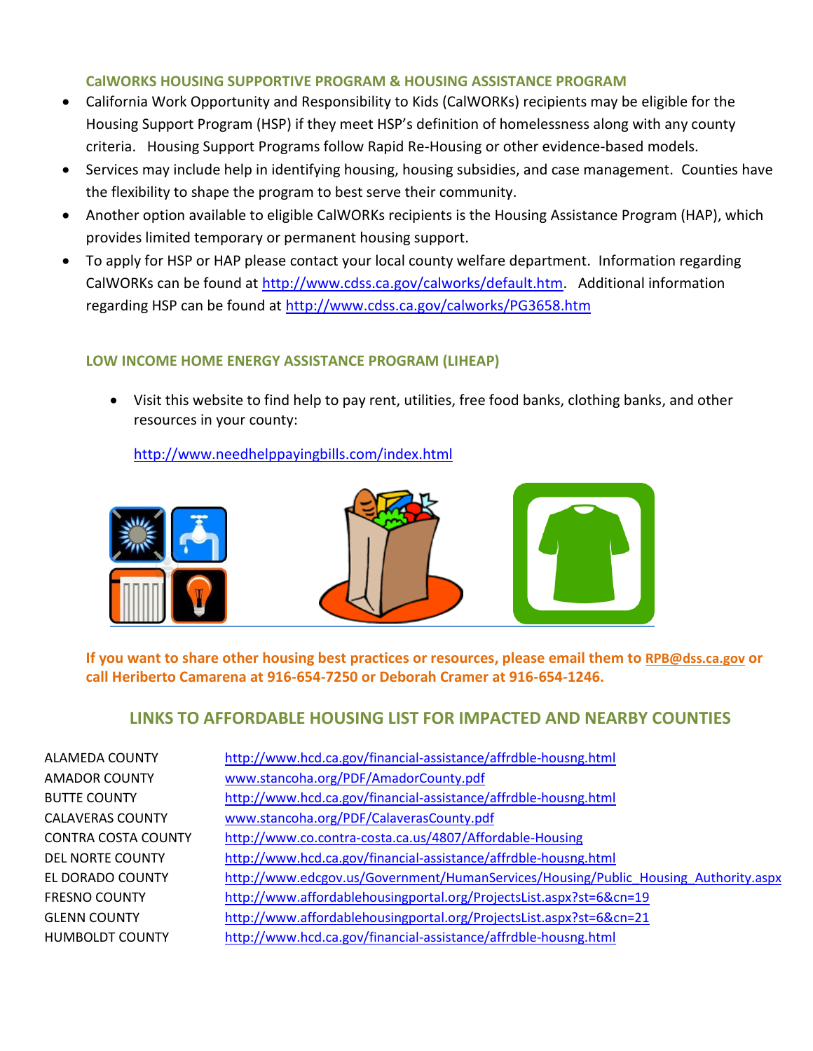### CalWORKS HOUSING SUPPORTIVE PROGRAM & HOUSING ASSISTANCE PROGRAM

- California Work Opportunity and Responsibility to Kids (CalWORKs) recipients may be eligible for the Housing Support Program (HSP) if they meet HSP's definition of homelessness along with any county criteria. Housing Support Programs follow Rapid Re-Housing or other evidence-based models.
- Services may include help in identifying housing, housing subsidies, and case management. Counties have the flexibility to shape the program to best serve their community.
- Another option available to eligible CalWORKs recipients is the Housing Assistance Program (HAP), which provides limited temporary or permanent housing support.
- To apply for HSP or HAP please contact your local county welfare department. Information regarding CalWORKs can be found at http://www.cdss.ca.gov/calworks/default.htm. Additional information regarding HSP can be found at http://www.cdss.ca.gov/calworks/PG3658.htm

### LOW INCOME HOME ENERGY ASSISTANCE PROGRAM (LIHEAP)

- Visit this website to find help to pay rent, utilities, free food banks, clothing banks, and other resources in your county:

  http://www.needhelppayingbills.com/index.html

**If you want to share other housing best practices or resources, please email them to RPB@dss.ca.gov or call Heriberto Camarena at 916-654-7250 or Deborah Cramer at 916-654-1246.**

## LINKS TO AFFORDABLE HOUSING LIST FOR IMPACTED AND NEARBY COUNTIES

| | |
|---|---|
| ALAMEDA COUNTY | http://www.hcd.ca.gov/financial-assistance/affrdble-housng.html |
| AMADOR COUNTY | www.stancoha.org/PDF/AmadorCounty.pdf |
| BUTTE COUNTY | http://www.hcd.ca.gov/financial-assistance/affrdble-housng.html |
| CALAVERAS COUNTY | www.stancoha.org/PDF/CalaverasCounty.pdf |
| CONTRA COSTA COUNTY | http://www.co.contra-costa.ca.us/4807/Affordable-Housing |
| DEL NORTE COUNTY | http://www.hcd.ca.gov/financial-assistance/affrdble-housng.html |
| EL DORADO COUNTY | http://www.edcgov.us/Government/HumanServices/Housing/Public_Housing_Authority.aspx |
| FRESNO COUNTY | http://www.affordablehousingportal.org/ProjectsList.aspx?st=6&cn=19 |
| GLENN COUNTY | http://www.affordablehousingportal.org/ProjectsList.aspx?st=6&cn=21 |
| HUMBOLDT COUNTY | http://www.hcd.ca.gov/financial-assistance/affrdble-housng.html |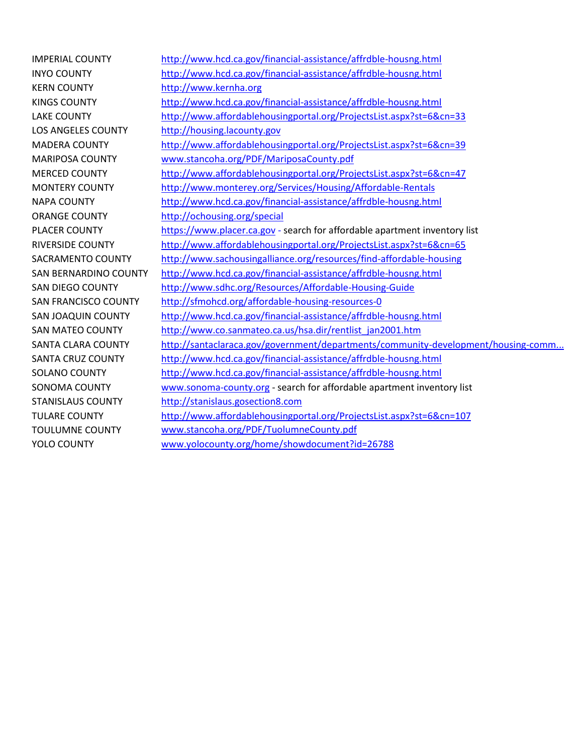| | |
|---|---|
| IMPERIAL COUNTY | http://www.hcd.ca.gov/financial-assistance/affrdble-housng.html |
| INYO COUNTY | http://www.hcd.ca.gov/financial-assistance/affrdble-housng.html |
| KERN COUNTY | http://www.kernha.org |
| KINGS COUNTY | http://www.hcd.ca.gov/financial-assistance/affrdble-housng.html |
| LAKE COUNTY | http://www.affordablehousingportal.org/ProjectsList.aspx?st=6&cn=33 |
| LOS ANGELES COUNTY | http://housing.lacounty.gov |
| MADERA COUNTY | http://www.affordablehousingportal.org/ProjectsList.aspx?st=6&cn=39 |
| MARIPOSA COUNTY | www.stancoha.org/PDF/MariposaCounty.pdf |
| MERCED COUNTY | http://www.affordablehousingportal.org/ProjectsList.aspx?st=6&cn=47 |
| MONTERY COUNTY | http://www.monterey.org/Services/Housing/Affordable-Rentals |
| NAPA COUNTY | http://www.hcd.ca.gov/financial-assistance/affrdble-housng.html |
| ORANGE COUNTY | http://ochousing.org/special |
| PLACER COUNTY | https://www.placer.ca.gov - search for affordable apartment inventory list |
| RIVERSIDE COUNTY | http://www.affordablehousingportal.org/ProjectsList.aspx?st=6&cn=65 |
| SACRAMENTO COUNTY | http://www.sachousingalliance.org/resources/find-affordable-housing |
| SAN BERNARDINO COUNTY | http://www.hcd.ca.gov/financial-assistance/affrdble-housng.html |
| SAN DIEGO COUNTY | http://www.sdhc.org/Resources/Affordable-Housing-Guide |
| SAN FRANCISCO COUNTY | http://sfmohcd.org/affordable-housing-resources-0 |
| SAN JOAQUIN COUNTY | http://www.hcd.ca.gov/financial-assistance/affrdble-housng.html |
| SAN MATEO COUNTY | http://www.co.sanmateo.ca.us/hsa.dir/rentlist_jan2001.htm |
| SANTA CLARA COUNTY | http://santaclaraca.gov/government/departments/community-development/housing-comm... |
| SANTA CRUZ COUNTY | http://www.hcd.ca.gov/financial-assistance/affrdble-housng.html |
| SOLANO COUNTY | http://www.hcd.ca.gov/financial-assistance/affrdble-housng.html |
| SONOMA COUNTY | www.sonoma-county.org - search for affordable apartment inventory list |
| STANISLAUS COUNTY | http://stanislaus.gosection8.com |
| TULARE COUNTY | http://www.affordablehousingportal.org/ProjectsList.aspx?st=6&cn=107 |
| TOULUMNE COUNTY | www.stancoha.org/PDF/TuolumneCounty.pdf |
| YOLO COUNTY | www.yolocounty.org/home/showdocument?id=26788 |